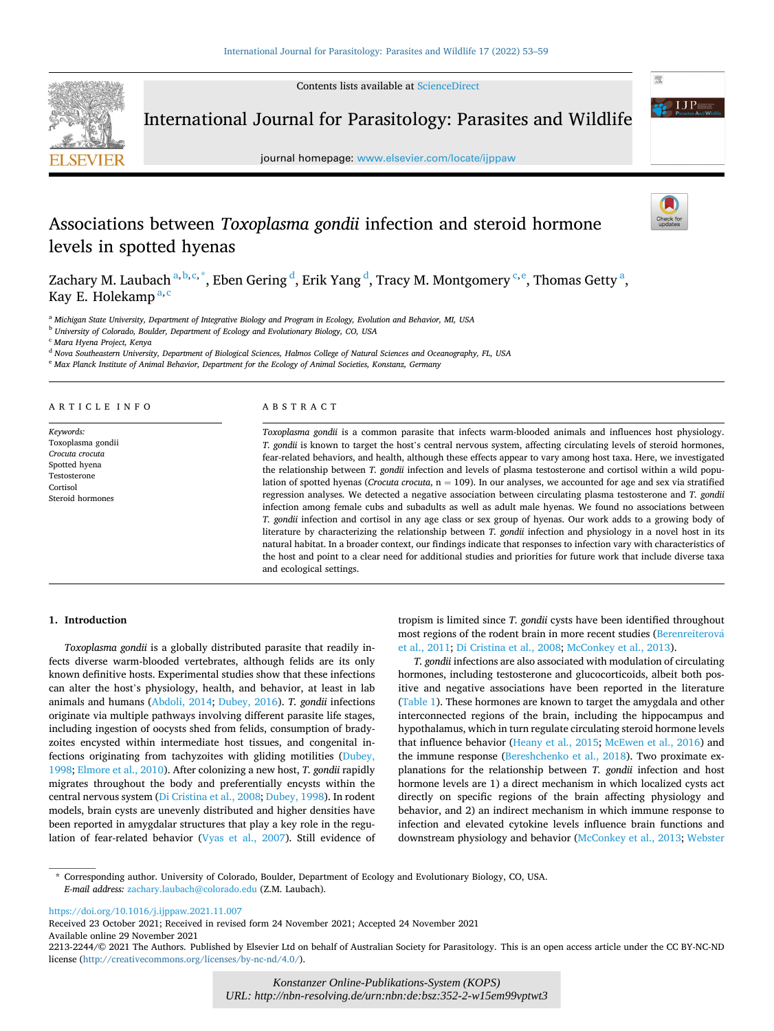# Associations between *Toxoplasma gondii* infection and steroid hormone levels in spotted hyenas

Zachary M. Laubach [a,b,c,*], Eben Gering [d], Erik Yang [d], Tracy M. Montgomery [c,e], Thomas Getty [a], Kay E. Holekamp [a,c]

[a] Michigan State University, Department of Integrative Biology and Program in Ecology, Evolution and Behavior, MI, USA
[b] University of Colorado, Boulder, Department of Ecology and Evolutionary Biology, CO, USA
[c] Mara Hyena Project, Kenya
[d] Nova Southeastern University, Department of Biological Sciences, Halmos College of Natural Sciences and Oceanography, FL, USA
[e] Max Planck Institute of Animal Behavior, Department for the Ecology of Animal Societies, Konstanz, Germany

## ARTICLE INFO

*Keywords:*
Toxoplasma gondii
*Crocuta crocuta*
Spotted hyena
Testosterone
Cortisol
Steroid hormones

## ABSTRACT

*Toxoplasma gondii* is a common parasite that infects warm-blooded animals and influences host physiology. *T. gondii* is known to target the host's central nervous system, affecting circulating levels of steroid hormones, fear-related behaviors, and health, although these effects appear to vary among host taxa. Here, we investigated the relationship between *T. gondii* infection and levels of plasma testosterone and cortisol within a wild population of spotted hyenas (*Crocuta crocuta*, n = 109). In our analyses, we accounted for age and sex via stratified regression analyses. We detected a negative association between circulating plasma testosterone and *T. gondii* infection among female cubs and subadults as well as adult male hyenas. We found no associations between *T. gondii* infection and cortisol in any age class or sex group of hyenas. Our work adds to a growing body of literature by characterizing the relationship between *T. gondii* infection and physiology in a novel host in its natural habitat. In a broader context, our findings indicate that responses to infection vary with characteristics of the host and point to a clear need for additional studies and priorities for future work that include diverse taxa and ecological settings.

## 1. Introduction

*Toxoplasma gondii* is a globally distributed parasite that readily infects diverse warm-blooded vertebrates, although felids are its only known definitive hosts. Experimental studies show that these infections can alter the host's physiology, health, and behavior, at least in lab animals and humans (Abdoli, 2014; Dubey, 2016). *T. gondii* infections originate via multiple pathways involving different parasite life stages, including ingestion of oocysts shed from felids, consumption of bradyzoites encysted within intermediate host tissues, and congenital infections originating from tachyzoites with gliding motilities (Dubey, 1998; Elmore et al., 2010). After colonizing a new host, *T. gondii* rapidly migrates throughout the body and preferentially encysts within the central nervous system (Di Cristina et al., 2008; Dubey, 1998). In rodent models, brain cysts are unevenly distributed and higher densities have been reported in amygdalar structures that play a key role in the regulation of fear-related behavior (Vyas et al., 2007). Still evidence of tropism is limited since *T. gondii* cysts have been identified throughout most regions of the rodent brain in more recent studies (Berenreiterová et al., 2011; Di Cristina et al., 2008; McConkey et al., 2013).

*T. gondii* infections are also associated with modulation of circulating hormones, including testosterone and glucocorticoids, albeit both positive and negative associations have been reported in the literature (Table 1). These hormones are known to target the amygdala and other interconnected regions of the brain, including the hippocampus and hypothalamus, which in turn regulate circulating steroid hormone levels that influence behavior (Heany et al., 2015; McEwen et al., 2016) and the immune response (Bereshchenko et al., 2018). Two proximate explanations for the relationship between *T. gondii* infection and host hormone levels are 1) a direct mechanism in which localized cysts act directly on specific regions of the brain affecting physiology and behavior, and 2) an indirect mechanism in which immune response to infection and elevated cytokine levels influence brain functions and downstream physiology and behavior (McConkey et al., 2013; Webster

* Corresponding author. University of Colorado, Boulder, Department of Ecology and Evolutionary Biology, CO, USA.
*E-mail address:* zachary.laubach@colorado.edu (Z.M. Laubach).

https://doi.org/10.1016/j.ijppaw.2021.11.007
Received 23 October 2021; Received in revised form 24 November 2021; Accepted 24 November 2021
Available online 29 November 2021
2213-2244/© 2021 The Authors. Published by Elsevier Ltd on behalf of Australian Society for Parasitology. This is an open access article under the CC BY-NC-ND license (http://creativecommons.org/licenses/by-nc-nd/4.0/).

*Konstanzer Online-Publikations-System (KOPS)*
*URL: http://nbn-resolving.de/urn:nbn:de:bsz:352-2-w15em99vptwt3*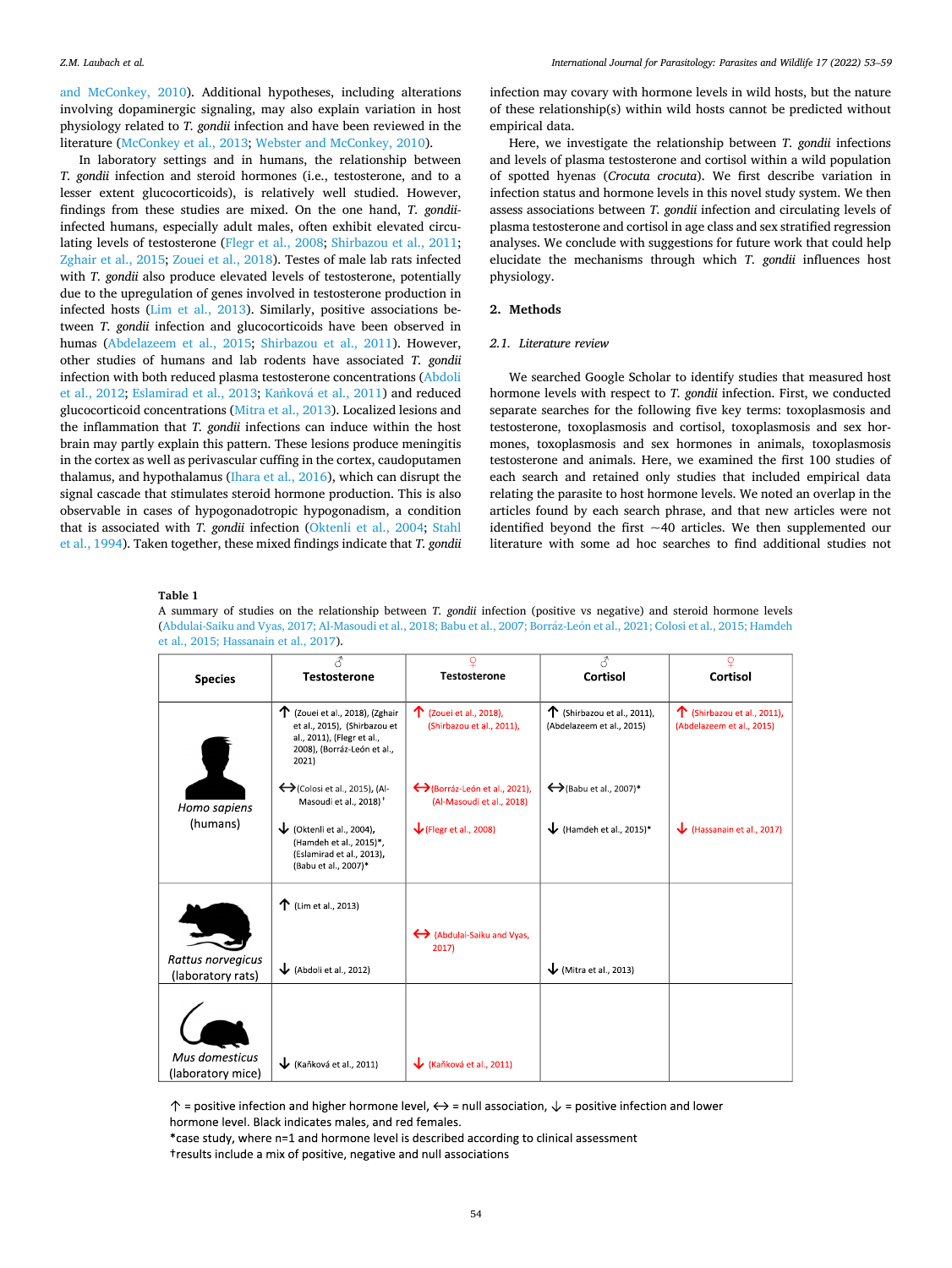and McConkey, 2010). Additional hypotheses, including alterations involving dopaminergic signaling, may also explain variation in host physiology related to *T. gondii* infection and have been reviewed in the literature (McConkey et al., 2013; Webster and McConkey, 2010).

In laboratory settings and in humans, the relationship between *T. gondii* infection and steroid hormones (i.e., testosterone, and to a lesser extent glucocorticoids), is relatively well studied. However, findings from these studies are mixed. On the one hand, *T. gondii*-infected humans, especially adult males, often exhibit elevated circulating levels of testosterone (Flegr et al., 2008; Shirbazou et al., 2011; Zghair et al., 2015; Zouei et al., 2018). Testes of male lab rats infected with *T. gondii* also produce elevated levels of testosterone, potentially due to the upregulation of genes involved in testosterone production in infected hosts (Lim et al., 2013). Similarly, positive associations between *T. gondii* infection and glucocorticoids have been observed in humas (Abdelazeem et al., 2015; Shirbazou et al., 2011). However, other studies of humans and lab rodents have associated *T. gondii* infection with both reduced plasma testosterone concentrations (Abdoli et al., 2012; Eslamirad et al., 2013; Kaňková et al., 2011) and reduced glucocorticoid concentrations (Mitra et al., 2013). Localized lesions and the inflammation that *T. gondii* infections can induce within the host brain may partly explain this pattern. These lesions produce meningitis in the cortex as well as perivascular cuffing in the cortex, caudoputamen thalamus, and hypothalamus (Ihara et al., 2016), which can disrupt the signal cascade that stimulates steroid hormone production. This is also observable in cases of hypogonadotropic hypogonadism, a condition that is associated with *T. gondii* infection (Oktenli et al., 2004; Stahl et al., 1994). Taken together, these mixed findings indicate that *T. gondii* infection may covary with hormone levels in wild hosts, but the nature of these relationship(s) within wild hosts cannot be predicted without empirical data.

Here, we investigate the relationship between *T. gondii* infections and levels of plasma testosterone and cortisol within a wild population of spotted hyenas (*Crocuta crocuta*). We first describe variation in infection status and hormone levels in this novel study system. We then assess associations between *T. gondii* infection and circulating levels of plasma testosterone and cortisol in age class and sex stratified regression analyses. We conclude with suggestions for future work that could help elucidate the mechanisms through which *T. gondii* influences host physiology.

## 2. Methods

### 2.1. Literature review

We searched Google Scholar to identify studies that measured host hormone levels with respect to *T. gondii* infection. First, we conducted separate searches for the following five key terms: toxoplasmosis and testosterone, toxoplasmosis and cortisol, toxoplasmosis and sex hormones, toxoplasmosis and sex hormones in animals, toxoplasmosis testosterone and animals. Here, we examined the first 100 studies of each search and retained only studies that included empirical data relating the parasite to host hormone levels. We noted an overlap in the articles found by each search phrase, and that new articles were not identified beyond the first ~40 articles. We then supplemented our literature with some ad hoc searches to find additional studies not

**Table 1**
A summary of studies on the relationship between *T. gondii* infection (positive vs negative) and steroid hormone levels (Abdulai-Saiku and Vyas, 2017; Al-Masoudi et al., 2018; Babu et al., 2007; Borráz-León et al., 2021; Colosi et al., 2015; Hamdeh et al., 2015; Hassanain et al., 2017).

| Species | ♂ Testosterone | ♀ Testosterone | ♂ Cortisol | ♀ Cortisol |
|---|---|---|---|---|
| *Homo sapiens* (humans) | ↑ (Zouei et al., 2018), (Zghair et al., 2015), (Shirbazou et al., 2011), (Flegr et al., 2008), (Borráz-León et al., 2021)<br>↔ (Colosi et al., 2015), (Al-Masoudi et al., 2018)†<br>↓ (Oktenli et al., 2004), (Hamdeh et al., 2015)*, (Eslamirad et al., 2013), (Babu et al., 2007)* | ↑ (Zouei et al., 2018), (Shirbazou et al., 2011),<br>↔ (Borráz-León et al., 2021), (Al-Masoudi et al., 2018)<br>↓ (Flegr et al., 2008) | ↑ (Shirbazou et al., 2011), (Abdelazeem et al., 2015)<br>↔ (Babu et al., 2007)*<br>↓ (Hamdeh et al., 2015)* | ↑ (Shirbazou et al., 2011), (Abdelazeem et al., 2015)<br>↓ (Hassanain et al., 2017) |
| *Rattus norvegicus* (laboratory rats) | ↑ (Lim et al., 2013)<br>↓ (Abdoli et al., 2012) | ↔ (Abdulai-Saiku and Vyas, 2017) | ↓ (Mitra et al., 2013) | |
| *Mus domesticus* (laboratory mice) | ↓ (Kaňková et al., 2011) | ↓ (Kaňková et al., 2011) | | |

↑ = positive infection and higher hormone level, ↔ = null association, ↓ = positive infection and lower hormone level. Black indicates males, and red females.
*case study, where n=1 and hormone level is described according to clinical assessment
†results include a mix of positive, negative and null associations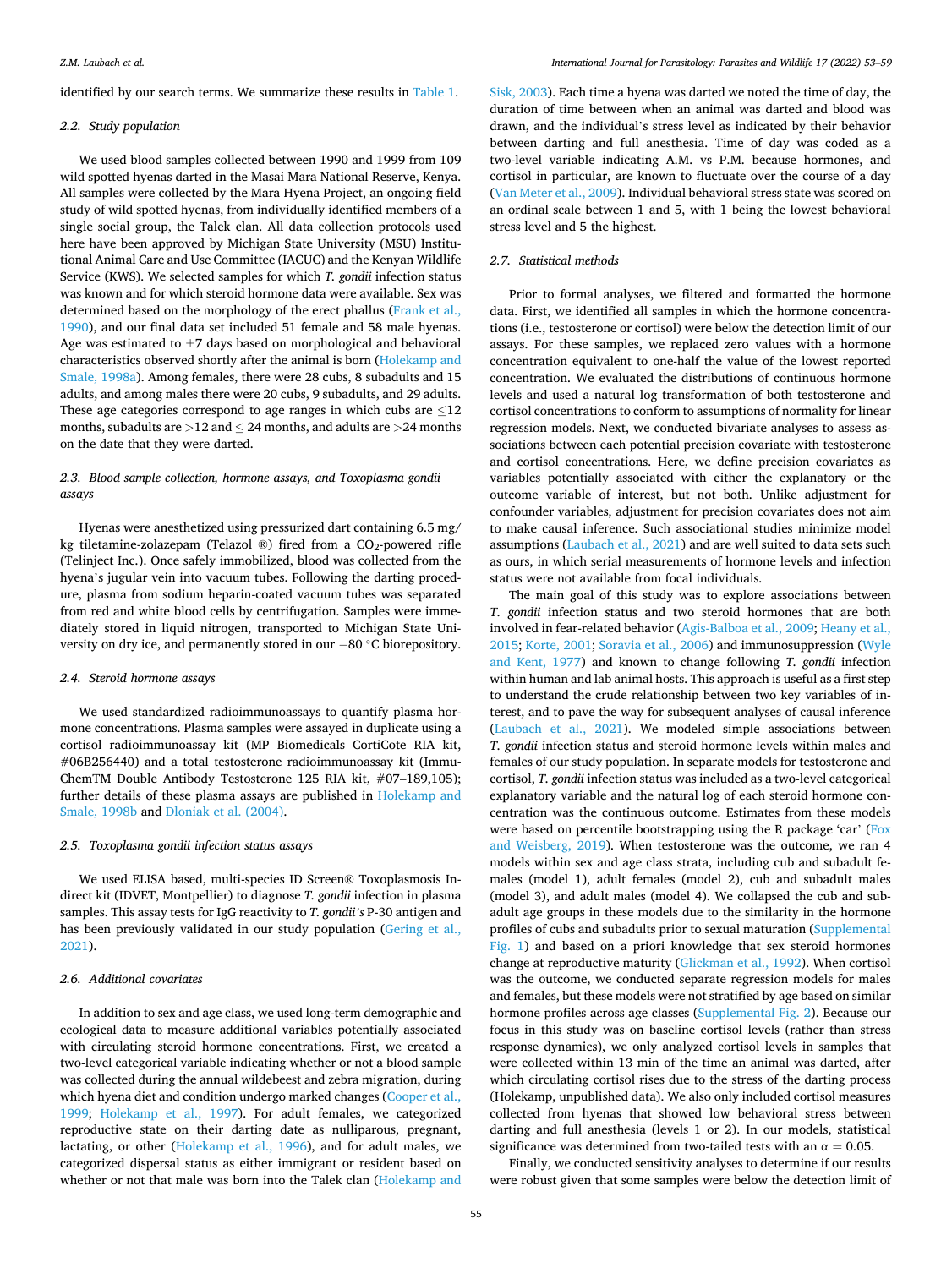identified by our search terms. We summarize these results in Table 1.

### 2.2. Study population

We used blood samples collected between 1990 and 1999 from 109 wild spotted hyenas darted in the Masai Mara National Reserve, Kenya. All samples were collected by the Mara Hyena Project, an ongoing field study of wild spotted hyenas, from individually identified members of a single social group, the Talek clan. All data collection protocols used here have been approved by Michigan State University (MSU) Institutional Animal Care and Use Committee (IACUC) and the Kenyan Wildlife Service (KWS). We selected samples for which *T. gondii* infection status was known and for which steroid hormone data were available. Sex was determined based on the morphology of the erect phallus (Frank et al., 1990), and our final data set included 51 female and 58 male hyenas. Age was estimated to $\pm 7$ days based on morphological and behavioral characteristics observed shortly after the animal is born (Holekamp and Smale, 1998a). Among females, there were 28 cubs, 8 subadults and 15 adults, and among males there were 20 cubs, 9 subadults, and 29 adults. These age categories correspond to age ranges in which cubs are $\leq 12$ months, subadults are $>12$ and $\leq 24$ months, and adults are $>24$ months on the date that they were darted.

### 2.3. Blood sample collection, hormone assays, and *Toxoplasma gondii* assays

Hyenas were anesthetized using pressurized dart containing 6.5 mg/kg tiletamine-zolazepam (Telazol ®) fired from a $CO_2$-powered rifle (Telinject Inc.). Once safely immobilized, blood was collected from the hyena's jugular vein into vacuum tubes. Following the darting procedure, plasma from sodium heparin-coated vacuum tubes was separated from red and white blood cells by centrifugation. Samples were immediately stored in liquid nitrogen, transported to Michigan State University on dry ice, and permanently stored in our $-80$ °C biorepository.

### 2.4. Steroid hormone assays

We used standardized radioimmunoassays to quantify plasma hormone concentrations. Plasma samples were assayed in duplicate using a cortisol radioimmunoassay kit (MP Biomedicals CortiCote RIA kit, #06B256440) and a total testosterone radioimmunoassay kit (ImmuChemTM Double Antibody Testosterone 125 RIA kit, #07–189,105); further details of these plasma assays are published in Holekamp and Smale, 1998b and Dloniak et al. (2004).

### 2.5. *Toxoplasma gondii* infection status assays

We used ELISA based, multi-species ID Screen® Toxoplasmosis Indirect kit (IDVET, Montpellier) to diagnose *T. gondii* infection in plasma samples. This assay tests for IgG reactivity to *T. gondii's* P-30 antigen and has been previously validated in our study population (Gering et al., 2021).

### 2.6. Additional covariates

In addition to sex and age class, we used long-term demographic and ecological data to measure additional variables potentially associated with circulating steroid hormone concentrations. First, we created a two-level categorical variable indicating whether or not a blood sample was collected during the annual wildebeest and zebra migration, during which hyena diet and condition undergo marked changes (Cooper et al., 1999; Holekamp et al., 1997). For adult females, we categorized reproductive state on their darting date as nulliparous, pregnant, lactating, or other (Holekamp et al., 1996), and for adult males, we categorized dispersal status as either immigrant or resident based on whether or not that male was born into the Talek clan (Holekamp and Sisk, 2003). Each time a hyena was darted we noted the time of day, the duration of time between when an animal was darted and blood was drawn, and the individual's stress level as indicated by their behavior between darting and full anesthesia. Time of day was coded as a two-level variable indicating A.M. vs P.M. because hormones, and cortisol in particular, are known to fluctuate over the course of a day (Van Meter et al., 2009). Individual behavioral stress state was scored on an ordinal scale between 1 and 5, with 1 being the lowest behavioral stress level and 5 the highest.

### 2.7. Statistical methods

Prior to formal analyses, we filtered and formatted the hormone data. First, we identified all samples in which the hormone concentrations (i.e., testosterone or cortisol) were below the detection limit of our assays. For these samples, we replaced zero values with a hormone concentration equivalent to one-half the value of the lowest reported concentration. We evaluated the distributions of continuous hormone levels and used a natural log transformation of both testosterone and cortisol concentrations to conform to assumptions of normality for linear regression models. Next, we conducted bivariate analyses to assess associations between each potential precision covariate with testosterone and cortisol concentrations. Here, we define precision covariates as variables potentially associated with either the explanatory or the outcome variable of interest, but not both. Unlike adjustment for confounder variables, adjustment for precision covariates does not aim to make causal inference. Such associational studies minimize model assumptions (Laubach et al., 2021) and are well suited to data sets such as ours, in which serial measurements of hormone levels and infection status were not available from focal individuals.

The main goal of this study was to explore associations between *T. gondii* infection status and two steroid hormones that are both involved in fear-related behavior (Agis-Balboa et al., 2009; Heany et al., 2015; Korte, 2001; Soravia et al., 2006) and immunosuppression (Wyle and Kent, 1977) and known to change following *T. gondii* infection within human and lab animal hosts. This approach is useful as a first step to understand the crude relationship between two key variables of interest, and to pave the way for subsequent analyses of causal inference (Laubach et al., 2021). We modeled simple associations between *T. gondii* infection status and steroid hormone levels within males and females of our study population. In separate models for testosterone and cortisol, *T. gondii* infection status was included as a two-level categorical explanatory variable and the natural log of each steroid hormone concentration was the continuous outcome. Estimates from these models were based on percentile bootstrapping using the R package 'car' (Fox and Weisberg, 2019). When testosterone was the outcome, we ran 4 models within sex and age class strata, including cub and subadult females (model 1), adult females (model 2), cub and subadult males (model 3), and adult males (model 4). We collapsed the cub and subadult age groups in these models due to the similarity in the hormone profiles of cubs and subadults prior to sexual maturation (Supplemental Fig. 1) and based on a priori knowledge that sex steroid hormones change at reproductive maturity (Glickman et al., 1992). When cortisol was the outcome, we conducted separate regression models for males and females, but these models were not stratified by age based on similar hormone profiles across age classes (Supplemental Fig. 2). Because our focus in this study was on baseline cortisol levels (rather than stress response dynamics), we only analyzed cortisol levels in samples that were collected within 13 min of the time an animal was darted, after which circulating cortisol rises due to the stress of the darting process (Holekamp, unpublished data). We also only included cortisol measures collected from hyenas that showed low behavioral stress between darting and full anesthesia (levels 1 or 2). In our models, statistical significance was determined from two-tailed tests with an $\alpha = 0.05$.

Finally, we conducted sensitivity analyses to determine if our results were robust given that some samples were below the detection limit of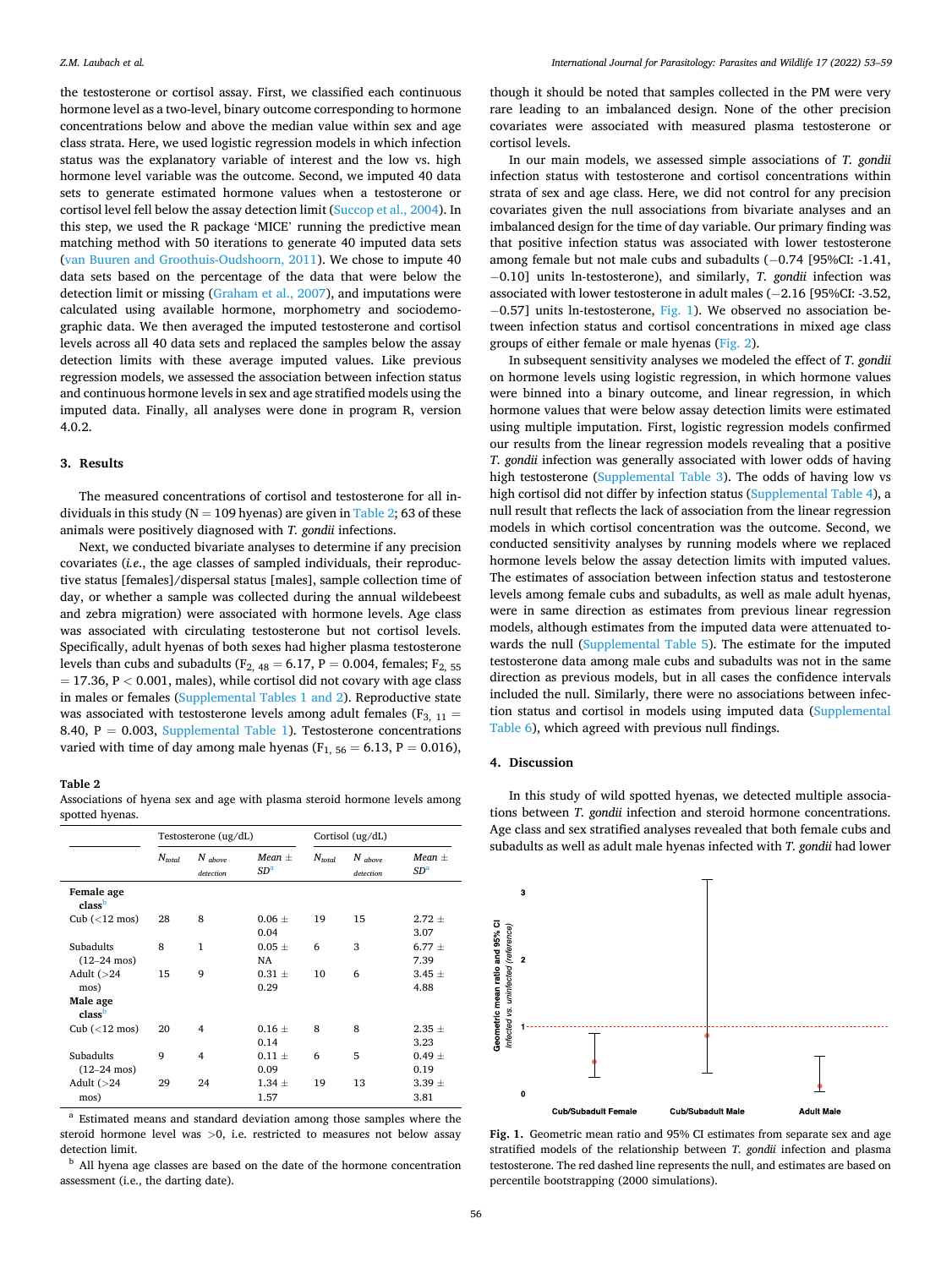the testosterone or cortisol assay. First, we classified each continuous hormone level as a two-level, binary outcome corresponding to hormone concentrations below and above the median value within sex and age class strata. Here, we used logistic regression models in which infection status was the explanatory variable of interest and the low vs. high hormone level variable was the outcome. Second, we imputed 40 data sets to generate estimated hormone values when a testosterone or cortisol level fell below the assay detection limit (Succop et al., 2004). In this step, we used the R package 'MICE' running the predictive mean matching method with 50 iterations to generate 40 imputed data sets (van Buuren and Groothuis-Oudshoorn, 2011). We chose to impute 40 data sets based on the percentage of the data that were below the detection limit or missing (Graham et al., 2007), and imputations were calculated using available hormone, morphometry and sociodemographic data. We then averaged the imputed testosterone and cortisol levels across all 40 data sets and replaced the samples below the assay detection limits with these average imputed values. Like previous regression models, we assessed the association between infection status and continuous hormone levels in sex and age stratified models using the imputed data. Finally, all analyses were done in program R, version 4.0.2.

## 3. Results

The measured concentrations of cortisol and testosterone for all individuals in this study (N = 109 hyenas) are given in Table 2; 63 of these animals were positively diagnosed with *T. gondii* infections.

Next, we conducted bivariate analyses to determine if any precision covariates (*i.e.*, the age classes of sampled individuals, their reproductive status [females]/dispersal status [males], sample collection time of day, or whether a sample was collected during the annual wildebeest and zebra migration) were associated with hormone levels. Age class was associated with circulating testosterone but not cortisol levels. Specifically, adult hyenas of both sexes had higher plasma testosterone levels than cubs and subadults ($F_{2, 48} = 6.17$, $P = 0.004$, females; $F_{2, 55} = 17.36$, $P < 0.001$, males), while cortisol did not covary with age class in males or females (Supplemental Tables 1 and 2). Reproductive state was associated with testosterone levels among adult females ($F_{3, 11} = 8.40$, $P = 0.003$, Supplemental Table 1). Testosterone concentrations varied with time of day among male hyenas ($F_{1, 56} = 6.13$, $P = 0.016$), though it should be noted that samples collected in the PM were very rare leading to an imbalanced design. None of the other precision covariates were associated with measured plasma testosterone or cortisol levels.

In our main models, we assessed simple associations of *T. gondii* infection status with testosterone and cortisol concentrations within strata of sex and age class. Here, we did not control for any precision covariates given the null associations from bivariate analyses and an imbalanced design for the time of day variable. Our primary finding was that positive infection status was associated with lower testosterone among female but not male cubs and subadults (−0.74 [95%CI: -1.41, −0.10] units ln-testosterone), and similarly, *T. gondii* infection was associated with lower testosterone in adult males (−2.16 [95%CI: -3.52, −0.57] units ln-testosterone, Fig. 1). We observed no association between infection status and cortisol concentrations in mixed age class groups of either female or male hyenas (Fig. 2).

In subsequent sensitivity analyses we modeled the effect of *T. gondii* on hormone levels using logistic regression, in which hormone values were binned into a binary outcome, and linear regression, in which hormone values that were below assay detection limits were estimated using multiple imputation. First, logistic regression models confirmed our results from the linear regression models revealing that a positive *T. gondii* infection was generally associated with lower odds of having high testosterone (Supplemental Table 3). The odds of having low vs high cortisol did not differ by infection status (Supplemental Table 4), a null result that reflects the lack of association from the linear regression models in which cortisol concentration was the outcome. Second, we conducted sensitivity analyses by running models where we replaced hormone levels below the assay detection limits with imputed values. The estimates of association between infection status and testosterone levels among female cubs and subadults, as well as male adult hyenas, were in same direction as estimates from previous linear regression models, although estimates from the imputed data were attenuated towards the null (Supplemental Table 5). The estimate for the imputed testosterone data among male cubs and subadults was not in the same direction as previous models, but in all cases the confidence intervals included the null. Similarly, there were no associations between infection status and cortisol in models using imputed data (Supplemental Table 6), which agreed with previous null findings.

**Table 2**
Associations of hyena sex and age with plasma steroid hormone levels among spotted hyenas.

| | Testosterone (ug/dL) | | | Cortisol (ug/dL) | | |
|---|---|---|---|---|---|---|
| | $N_{total}$ | $N_{above\ detection}$ | Mean ± SD[a] | $N_{total}$ | $N_{above\ detection}$ | Mean ± SD[a] |
| **Female age class**[b] | | | | | | |
| Cub (<12 mos) | 28 | 8 | 0.06 ± 0.04 | 19 | 15 | 2.72 ± 3.07 |
| Subadults (12–24 mos) | 8 | 1 | 0.05 ± NA | 6 | 3 | 6.77 ± 7.39 |
| Adult (>24 mos) | 15 | 9 | 0.31 ± 0.29 | 10 | 6 | 3.45 ± 4.88 |
| **Male age class**[b] | | | | | | |
| Cub (<12 mos) | 20 | 4 | 0.16 ± 0.14 | 8 | 8 | 2.35 ± 3.23 |
| Subadults (12–24 mos) | 9 | 4 | 0.11 ± 0.09 | 6 | 5 | 0.49 ± 0.19 |
| Adult (>24 mos) | 29 | 24 | 1.34 ± 1.57 | 19 | 13 | 3.39 ± 3.81 |

[a] Estimated means and standard deviation among those samples where the steroid hormone level was >0, i.e. restricted to measures not below assay detection limit.
[b] All hyena age classes are based on the date of the hormone concentration assessment (i.e., the darting date).

## 4. Discussion

In this study of wild spotted hyenas, we detected multiple associations between *T. gondii* infection and steroid hormone concentrations. Age class and sex stratified analyses revealed that both female cubs and subadults as well as adult male hyenas infected with *T. gondii* had lower

**Fig. 1.** Geometric mean ratio and 95% CI estimates from separate sex and age stratified models of the relationship between *T. gondii* infection and plasma testosterone. The red dashed line represents the null, and estimates are based on percentile bootstrapping (2000 simulations).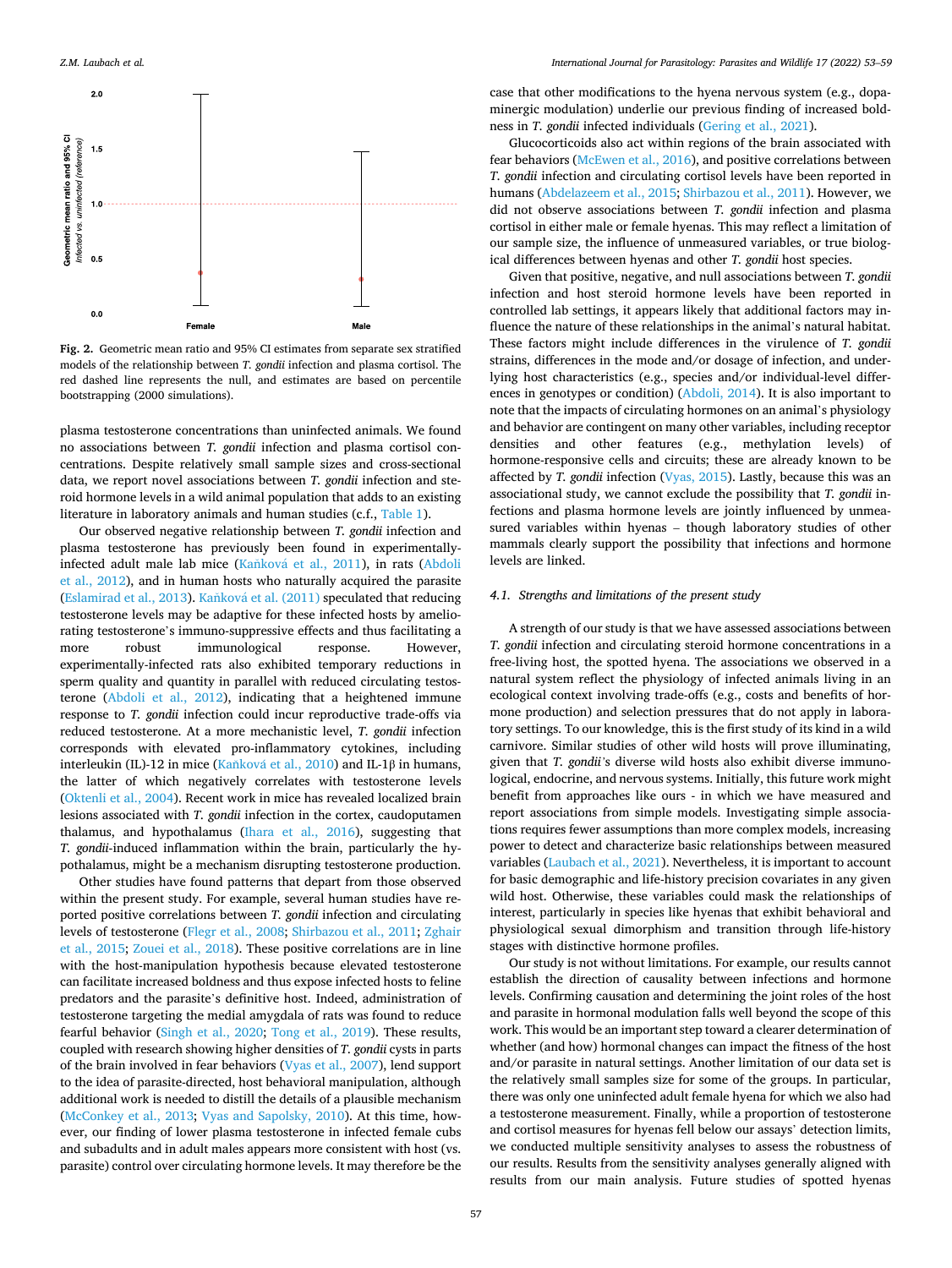Fig. 2. Geometric mean ratio and 95% CI estimates from separate sex stratified models of the relationship between *T. gondii* infection and plasma cortisol. The red dashed line represents the null, and estimates are based on percentile bootstrapping (2000 simulations).

plasma testosterone concentrations than uninfected animals. We found no associations between *T. gondii* infection and plasma cortisol concentrations. Despite relatively small sample sizes and cross-sectional data, we report novel associations between *T. gondii* infection and steroid hormone levels in a wild animal population that adds to an existing literature in laboratory animals and human studies (c.f., Table 1).

Our observed negative relationship between *T. gondii* infection and plasma testosterone has previously been found in experimentally-infected adult male lab mice (Kaňková et al., 2011), in rats (Abdoli et al., 2012), and in human hosts who naturally acquired the parasite (Eslamirad et al., 2013). Kaňková et al. (2011) speculated that reducing testosterone levels may be adaptive for these infected hosts by ameliorating testosterone's immuno-suppressive effects and thus facilitating a more robust immunological response. However, experimentally-infected rats also exhibited temporary reductions in sperm quality and quantity in parallel with reduced circulating testosterone (Abdoli et al., 2012), indicating that a heightened immune response to *T. gondii* infection could incur reproductive trade-offs via reduced testosterone. At a more mechanistic level, *T. gondii* infection corresponds with elevated pro-inflammatory cytokines, including interleukin (IL)-12 in mice (Kaňková et al., 2010) and IL-1β in humans, the latter of which negatively correlates with testosterone levels (Oktenli et al., 2004). Recent work in mice has revealed localized brain lesions associated with *T. gondii* infection in the cortex, caudoputamen thalamus, and hypothalamus (Ihara et al., 2016), suggesting that *T. gondii*-induced inflammation within the brain, particularly the hypothalamus, might be a mechanism disrupting testosterone production.

Other studies have found patterns that depart from those observed within the present study. For example, several human studies have reported positive correlations between *T. gondii* infection and circulating levels of testosterone (Flegr et al., 2008; Shirbazou et al., 2011; Zghair et al., 2015; Zouei et al., 2018). These positive correlations are in line with the host-manipulation hypothesis because elevated testosterone can facilitate increased boldness and thus expose infected hosts to feline predators and the parasite's definitive host. Indeed, administration of testosterone targeting the medial amygdala of rats was found to reduce fearful behavior (Singh et al., 2020; Tong et al., 2019). These results, coupled with research showing higher densities of *T. gondii* cysts in parts of the brain involved in fear behaviors (Vyas et al., 2007), lend support to the idea of parasite-directed, host behavioral manipulation, although additional work is needed to distill the details of a plausible mechanism (McConkey et al., 2013; Vyas and Sapolsky, 2010). At this time, however, our finding of lower plasma testosterone in infected female cubs and subadults and in adult males appears more consistent with host (vs. parasite) control over circulating hormone levels. It may therefore be the case that other modifications to the hyena nervous system (e.g., dopaminergic modulation) underlie our previous finding of increased boldness in *T. gondii* infected individuals (Gering et al., 2021).

Glucocorticoids also act within regions of the brain associated with fear behaviors (McEwen et al., 2016), and positive correlations between *T. gondii* infection and circulating cortisol levels have been reported in humans (Abdelazeem et al., 2015; Shirbazou et al., 2011). However, we did not observe associations between *T. gondii* infection and plasma cortisol in either male or female hyenas. This may reflect a limitation of our sample size, the influence of unmeasured variables, or true biological differences between hyenas and other *T. gondii* host species.

Given that positive, negative, and null associations between *T. gondii* infection and host steroid hormone levels have been reported in controlled lab settings, it appears likely that additional factors may influence the nature of these relationships in the animal's natural habitat. These factors might include differences in the virulence of *T. gondii* strains, differences in the mode and/or dosage of infection, and underlying host characteristics (e.g., species and/or individual-level differences in genotypes or condition) (Abdoli, 2014). It is also important to note that the impacts of circulating hormones on an animal's physiology and behavior are contingent on many other variables, including receptor densities and other features (e.g., methylation levels) of hormone-responsive cells and circuits; these are already known to be affected by *T. gondii* infection (Vyas, 2015). Lastly, because this was an associational study, we cannot exclude the possibility that *T. gondii* infections and plasma hormone levels are jointly influenced by unmeasured variables within hyenas – though laboratory studies of other mammals clearly support the possibility that infections and hormone levels are linked.

### 4.1. Strengths and limitations of the present study

A strength of our study is that we have assessed associations between *T. gondii* infection and circulating steroid hormone concentrations in a free-living host, the spotted hyena. The associations we observed in a natural system reflect the physiology of infected animals living in an ecological context involving trade-offs (e.g., costs and benefits of hormone production) and selection pressures that do not apply in laboratory settings. To our knowledge, this is the first study of its kind in a wild carnivore. Similar studies of other wild hosts will prove illuminating, given that *T. gondii's* diverse wild hosts also exhibit diverse immunological, endocrine, and nervous systems. Initially, this future work might benefit from approaches like ours - in which we have measured and report associations from simple models. Investigating simple associations requires fewer assumptions than more complex models, increasing power to detect and characterize basic relationships between measured variables (Laubach et al., 2021). Nevertheless, it is important to account for basic demographic and life-history precision covariates in any given wild host. Otherwise, these variables could mask the relationships of interest, particularly in species like hyenas that exhibit behavioral and physiological sexual dimorphism and transition through life-history stages with distinctive hormone profiles.

Our study is not without limitations. For example, our results cannot establish the direction of causality between infections and hormone levels. Confirming causation and determining the joint roles of the host and parasite in hormonal modulation falls well beyond the scope of this work. This would be an important step toward a clearer determination of whether (and how) hormonal changes can impact the fitness of the host and/or parasite in natural settings. Another limitation of our data set is the relatively small samples size for some of the groups. In particular, there was only one uninfected adult female hyena for which we also had a testosterone measurement. Finally, while a proportion of testosterone and cortisol measures for hyenas fell below our assays' detection limits, we conducted multiple sensitivity analyses to assess the robustness of our results. Results from the sensitivity analyses generally aligned with results from our main analysis. Future studies of spotted hyenas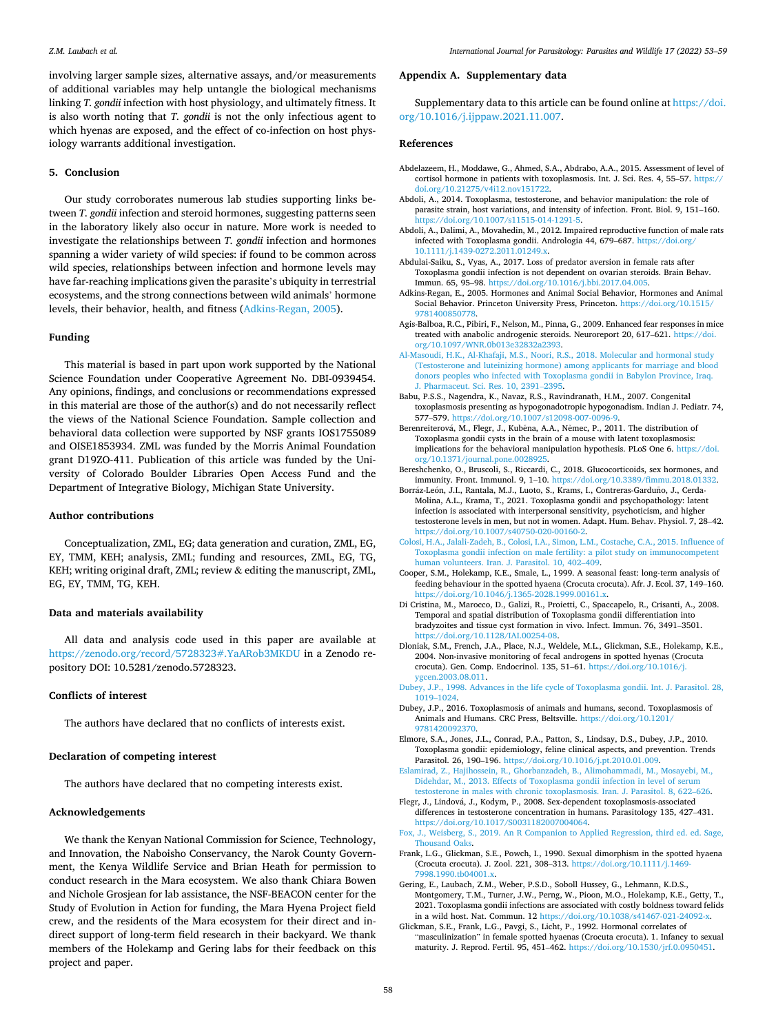involving larger sample sizes, alternative assays, and/or measurements of additional variables may help untangle the biological mechanisms linking *T. gondii* infection with host physiology, and ultimately fitness. It is also worth noting that *T. gondii* is not the only infectious agent to which hyenas are exposed, and the effect of co-infection on host physiology warrants additional investigation.

## 5. Conclusion

Our study corroborates numerous lab studies supporting links between *T. gondii* infection and steroid hormones, suggesting patterns seen in the laboratory likely also occur in nature. More work is needed to investigate the relationships between *T. gondii* infection and hormones spanning a wider variety of wild species: if found to be common across wild species, relationships between infection and hormone levels may have far-reaching implications given the parasite's ubiquity in terrestrial ecosystems, and the strong connections between wild animals' hormone levels, their behavior, health, and fitness (Adkins-Regan, 2005).

## Funding

This material is based in part upon work supported by the National Science Foundation under Cooperative Agreement No. DBI-0939454. Any opinions, findings, and conclusions or recommendations expressed in this material are those of the author(s) and do not necessarily reflect the views of the National Science Foundation. Sample collection and behavioral data collection were supported by NSF grants IOS1755089 and OISE1853934. ZML was funded by the Morris Animal Foundation grant D19ZO-411. Publication of this article was funded by the University of Colorado Boulder Libraries Open Access Fund and the Department of Integrative Biology, Michigan State University.

## Author contributions

Conceptualization, ZML, EG; data generation and curation, ZML, EG, EY, TMM, KEH; analysis, ZML; funding and resources, ZML, EG, TG, KEH; writing original draft, ZML; review & editing the manuscript, ZML, EG, EY, TMM, TG, KEH.

## Data and materials availability

All data and analysis code used in this paper are available at https://zenodo.org/record/5728323#.YaARob3MKDU in a Zenodo repository DOI: 10.5281/zenodo.5728323.

## Conflicts of interest

The authors have declared that no conflicts of interests exist.

## Declaration of competing interest

The authors have declared that no competing interests exist.

## Acknowledgements

We thank the Kenyan National Commission for Science, Technology, and Innovation, the Naboisho Conservancy, the Narok County Government, the Kenya Wildlife Service and Brian Heath for permission to conduct research in the Mara ecosystem. We also thank Chiara Bowen and Nichole Grosjean for lab assistance, the NSF-BEACON center for the Study of Evolution in Action for funding, the Mara Hyena Project field crew, and the residents of the Mara ecosystem for their direct and indirect support of long-term field research in their backyard. We thank members of the Holekamp and Gering labs for their feedback on this project and paper.

## Appendix A. Supplementary data

Supplementary data to this article can be found online at https://doi.org/10.1016/j.ijppaw.2021.11.007.

## References

Abdelazeem, H., Moddawe, G., Ahmed, S.A., Abdrabo, A.A., 2015. Assessment of level of cortisol hormone in patients with toxoplasmosis. Int. J. Sci. Res. 4, 55–57. https://doi.org/10.21275/v4i12.nov151722.

Abdoli, A., 2014. Toxoplasma, testosterone, and behavior manipulation: the role of parasite strain, host variations, and intensity of infection. Front. Biol. 9, 151–160. https://doi.org/10.1007/s11515-014-1291-5.

Abdoli, A., Dalimi, A., Movahedin, M., 2012. Impaired reproductive function of male rats infected with Toxoplasma gondii. Andrologia 44, 679–687. https://doi.org/10.1111/j.1439-0272.2011.01249.x.

Abdulai-Saiku, S., Vyas, A., 2017. Loss of predator aversion in female rats after Toxoplasma gondii infection is not dependent on ovarian steroids. Brain Behav. Immun. 65, 95–98. https://doi.org/10.1016/j.bbi.2017.04.005.

Adkins-Regan, E., 2005. Hormones and Animal Social Behavior, Hormones and Animal Social Behavior. Princeton University Press, Princeton. https://doi.org/10.1515/9781400850778.

Agis-Balboa, R.C., Pibiri, F., Nelson, M., Pinna, G., 2009. Enhanced fear responses in mice treated with anabolic androgenic steroids. Neuroreport 20, 617–621. https://doi.org/10.1097/WNR.0b013e32832a2393.

Al-Masoudi, H.K., Al-Khafaji, M.S., Noori, R.S., 2018. Molecular and hormonal study (Testosterone and luteinizing hormone) among applicants for marriage and blood donors peoples who infected with Toxoplasma gondii in Babylon Province, Iraq. J. Pharmaceut. Sci. Res. 10, 2391–2395.

Babu, P.S.S., Nagendra, K., Navaz, R.S., Ravindranath, H.M., 2007. Congenital toxoplasmosis presenting as hypogonadotropic hypogonadism. Indian J. Pediatr. 74, 577–579. https://doi.org/10.1007/s12098-007-0096-9.

Berenreiterová, M., Flegr, J., Kuběna, A.A., Němec, P., 2011. The distribution of Toxoplasma gondii cysts in the brain of a mouse with latent toxoplasmosis: implications for the behavioral manipulation hypothesis. PLoS One 6. https://doi.org/10.1371/journal.pone.0028925.

Bereshchenko, O., Bruscoli, S., Riccardi, C., 2018. Glucocorticoids, sex hormones, and immunity. Front. Immunol. 9, 1–10. https://doi.org/10.3389/fimmu.2018.01332.

Borráz-León, J.I., Rantala, M.J., Luoto, S., Krams, I., Contreras-Garduño, J., Cerda-Molina, A.L., Krama, T., 2021. Toxoplasma gondii and psychopathology: latent infection is associated with interpersonal sensitivity, psychoticism, and higher testosterone levels in men, but not in women. Adapt. Hum. Behav. Physiol. 7, 28–42. https://doi.org/10.1007/s40750-020-00160-2.

Colosi, H.A., Jalali-Zadeh, B., Colosi, I.A., Simon, L.M., Costache, C.A., 2015. Influence of Toxoplasma gondii infection on male fertility: a pilot study on immunocompetent human volunteers. Iran. J. Parasitol. 10, 402–409.

Cooper, S.M., Holekamp, K.E., Smale, L., 1999. A seasonal feast: long-term analysis of feeding behaviour in the spotted hyaena (Crocuta crocuta). Afr. J. Ecol. 37, 149–160. https://doi.org/10.1046/j.1365-2028.1999.00161.x.

Di Cristina, M., Marocco, D., Galizi, R., Proietti, C., Spaccapelo, R., Crisanti, A., 2008. Temporal and spatial distribution of Toxoplasma gondii differentiation into bradyzoites and tissue cyst formation in vivo. Infect. Immun. 76, 3491–3501. https://doi.org/10.1128/IAI.00254-08.

Dloniak, S.M., French, J.A., Place, N.J., Weldele, M.L., Glickman, S.E., Holekamp, K.E., 2004. Non-invasive monitoring of fecal androgens in spotted hyenas (Crocuta crocuta). Gen. Comp. Endocrinol. 135, 51–61. https://doi.org/10.1016/j.ygcen.2003.08.011.

Dubey, J.P., 1998. Advances in the life cycle of Toxoplasma gondii. Int. J. Parasitol. 28, 1019–1024.

Dubey, J.P., 2016. Toxoplasmosis of animals and humans, second. Toxoplasmosis of Animals and Humans. CRC Press, Beltsville. https://doi.org/10.1201/9781420092370.

Elmore, S.A., Jones, J.L., Conrad, P.A., Patton, S., Lindsay, D.S., Dubey, J.P., 2010. Toxoplasma gondii: epidemiology, feline clinical aspects, and prevention. Trends Parasitol. 26, 190–196. https://doi.org/10.1016/j.pt.2010.01.009.

Eslamirad, Z., Hajihossein, R., Ghorbanzadeh, B., Alimohammadi, M., Mosayebi, M., Didehdar, M., 2013. Effects of Toxoplasma gondii infection in level of serum testosterone in males with chronic toxoplasmosis. Iran. J. Parasitol. 8, 622–626.

Flegr, J., Lindová, J., Kodym, P., 2008. Sex-dependent toxoplasmosis-associated differences in testosterone concentration in humans. Parasitology 135, 427–431. https://doi.org/10.1017/S0031182007004064.

Fox, J., Weisberg, S., 2019. An R Companion to Applied Regression, third ed. ed. Sage, Thousand Oaks.

Frank, L.G., Glickman, S.E., Powch, I., 1990. Sexual dimorphism in the spotted hyaena (Crocuta crocuta). J. Zool. 221, 308–313. https://doi.org/10.1111/j.1469-7998.1990.tb04001.x.

Gering, E., Laubach, Z.M., Weber, P.S.D., Soboll Hussey, G., Lehmann, K.D.S., Montgomery, T.M., Turner, J.W., Perng, W., Pioon, M.O., Holekamp, K.E., Getty, T., 2021. Toxoplasma gondii infections are associated with costly boldness toward felids in a wild host. Nat. Commun. 12 https://doi.org/10.1038/s41467-021-24092-x.

Glickman, S.E., Frank, L.G., Pavgi, S., Licht, P., 1992. Hormonal correlates of "masculinization" in female spotted hyaenas (Crocuta crocuta). 1. Infancy to sexual maturity. J. Reprod. Fertil. 95, 451–462. https://doi.org/10.1530/jrf.0.0950451.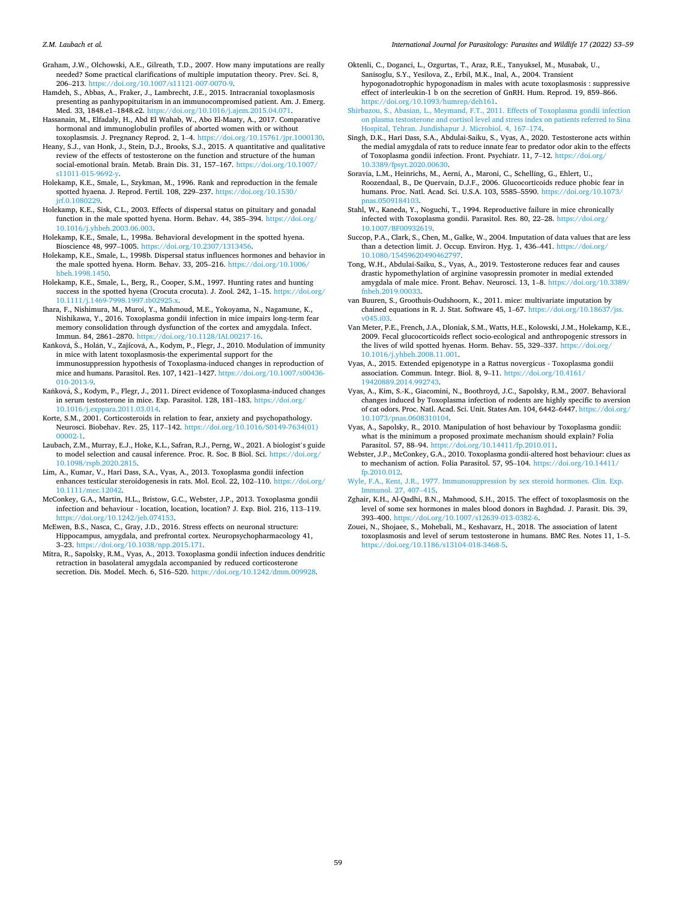Graham, J.W., Olchowski, A.E., Gilreath, T.D., 2007. How many imputations are really needed? Some practical clarifications of multiple imputation theory. Prev. Sci. 8, 206–213. https://doi.org/10.1007/s11121-007-0070-9.

Hamdeh, S., Abbas, A., Fraker, J., Lambrecht, J.E., 2015. Intracranial toxoplasmosis presenting as panhypopituitarism in an immunocompromised patient. Am. J. Emerg. Med. 33, 1848.e1–1848.e2. https://doi.org/10.1016/j.ajem.2015.04.071.

Hassanain, M., Elfadaly, H., Abd El Wahab, W., Abo El-Maaty, A., 2017. Comparative hormonal and immunoglobulin profiles of aborted women with or without toxoplasmsis. J. Pregnancy Reprod. 2, 1–4. https://doi.org/10.15761/jpr.1000130.

Heany, S.J., van Honk, J., Stein, D.J., Brooks, S.J., 2015. A quantitative and qualitative review of the effects of testosterone on the function and structure of the human social-emotional brain. Metab. Brain Dis. 31, 157–167. https://doi.org/10.1007/s11011-015-9692-y.

Holekamp, K.E., Smale, L., Szykman, M., 1996. Rank and reproduction in the female spotted hyaena. J. Reprod. Fertil. 108, 229–237. https://doi.org/10.1530/jrf.0.1080229.

Holekamp, K.E., Sisk, C.L., 2003. Effects of dispersal status on pituitary and gonadal function in the male spotted hyena. Horm. Behav. 44, 385–394. https://doi.org/10.1016/j.yhbeh.2003.06.003.

Holekamp, K.E., Smale, L., 1998a. Behavioral development in the spotted hyena. Bioscience 48, 997–1005. https://doi.org/10.2307/1313456.

Holekamp, K.E., Smale, L., 1998b. Dispersal status influences hormones and behavior in the male spotted hyena. Horm. Behav. 33, 205–216. https://doi.org/10.1006/hbeh.1998.1450.

Holekamp, K.E., Smale, L., Berg, R., Cooper, S.M., 1997. Hunting rates and hunting success in the spotted hyena (Crocuta crocuta). J. Zool. 242, 1–15. https://doi.org/10.1111/j.1469-7998.1997.tb02925.x.

Ihara, F., Nishimura, M., Muroi, Y., Mahmoud, M.E., Yokoyama, N., Nagamune, K., Nishikawa, Y., 2016. Toxoplasma gondii infection in mice impairs long-term fear memory consolidation through dysfunction of the cortex and amygdala. Infect. Immun. 84, 2861–2870. https://doi.org/10.1128/IAI.00217-16.

Kaňková, Š., Holáň, V., Zajícová, A., Kodym, P., Flegr, J., 2010. Modulation of immunity in mice with latent toxoplasmosis-the experimental support for the immunosuppression hypothesis of Toxoplasma-induced changes in reproduction of mice and humans. Parasitol. Res. 107, 1421–1427. https://doi.org/10.1007/s00436-010-2013-9.

Kaňková, Š., Kodym, P., Flegr, J., 2011. Direct evidence of Toxoplasma-induced changes in serum testosterone in mice. Exp. Parasitol. 128, 181–183. https://doi.org/10.1016/j.exppara.2011.03.014.

Korte, S.M., 2001. Corticosteroids in relation to fear, anxiety and psychopathology. Neurosci. Biobehav. Rev. 25, 117–142. https://doi.org/10.1016/S0149-7634(01)00002-1.

Laubach, Z.M., Murray, E.J., Hoke, K.L., Safran, R.J., Perng, W., 2021. A biologist's guide to model selection and causal inference. Proc. R. Soc. B Biol. Sci. https://doi.org/10.1098/rspb.2020.2815.

Lim, A., Kumar, V., Hari Dass, S.A., Vyas, A., 2013. Toxoplasma gondii infection enhances testicular steroidogenesis in rats. Mol. Ecol. 22, 102–110. https://doi.org/10.1111/mec.12042.

McConkey, G.A., Martin, H.L., Bristow, G.C., Webster, J.P., 2013. Toxoplasma gondii infection and behaviour - location, location, location? J. Exp. Biol. 216, 113–119. https://doi.org/10.1242/jeb.074153.

McEwen, B.S., Nasca, C., Gray, J.D., 2016. Stress effects on neuronal structure: Hippocampus, amygdala, and prefrontal cortex. Neuropsychopharmacology 41, 3–23. https://doi.org/10.1038/npp.2015.171.

Mitra, R., Sapolsky, R.M., Vyas, A., 2013. Toxoplasma gondii infection induces dendritic retraction in basolateral amygdala accompanied by reduced corticosterone secretion. Dis. Model. Mech. 6, 516–520. https://doi.org/10.1242/dmm.009928.

Oktenli, C., Doganci, L., Ozgurtas, T., Araz, R.E., Tanyuksel, M., Musabak, U., Sanisoglu, S.Y., Yesilova, Z., Erbil, M.K., Inal, A., 2004. Transient hypogonadotrophic hypogonadism in males with acute toxoplasmosis : suppressive effect of interleukin-1 b on the secretion of GnRH. Hum. Reprod. 19, 859–866. https://doi.org/10.1093/humrep/deh161.

Shirbazou, S., Abasian, L., Meymand, F.T., 2011. Effects of Toxoplasma gondii infection on plasma testosterone and cortisol level and stress index on patients referred to Sina Hospital, Tehran. Jundishapur J. Microbiol. 4, 167–174.

Singh, D.K., Hari Dass, S.A., Abdulai-Saiku, S., Vyas, A., 2020. Testosterone acts within the medial amygdala of rats to reduce innate fear to predator odor akin to the effects of Toxoplasma gondii infection. Front. Psychiatr. 11, 7–12. https://doi.org/10.3389/fpsyt.2020.00630.

Soravia, L.M., Heinrichs, M., Aerni, A., Maroni, C., Schelling, G., Ehlert, U., Roozendaal, B., De Quervain, D.J.F., 2006. Glucocorticoids reduce phobic fear in humans. Proc. Natl. Acad. Sci. U.S.A. 103, 5585–5590. https://doi.org/10.1073/pnas.0509184103.

Stahl, W., Kaneda, Y., Noguchi, T., 1994. Reproductive failure in mice chronically infected with Toxoplasma gondii. Parasitol. Res. 80, 22–28. https://doi.org/10.1007/BF00932619.

Succop, P.A., Clark, S., Chen, M., Galke, W., 2004. Imputation of data values that are less than a detection limit. J. Occup. Environ. Hyg. 1, 436–441. https://doi.org/10.1080/15459620490462797.

Tong, W.H., Abdulai-Saiku, S., Vyas, A., 2019. Testosterone reduces fear and causes drastic hypomethylation of arginine vasopressin promoter in medial extended amygdala of male mice. Front. Behav. Neurosci. 13, 1–8. https://doi.org/10.3389/fnbeh.2019.00033.

van Buuren, S., Groothuis-Oudshoorn, K., 2011. mice: multivariate imputation by chained equations in R. J. Stat. Software 45, 1–67. https://doi.org/10.18637/jss.v045.i03.

Van Meter, P.E., French, J.A., Dloniak, S.M., Watts, H.E., Kolowski, J.M., Holekamp, K.E., 2009. Fecal glucocorticoids reflect socio-ecological and anthropogenic stressors in the lives of wild spotted hyenas. Horm. Behav. 55, 329–337. https://doi.org/10.1016/j.yhbeh.2008.11.001.

Vyas, A., 2015. Extended epigenotype in a Rattus novergicus - Toxoplasma gondii association. Commun. Integr. Biol. 8, 9–11. https://doi.org/10.4161/19420889.2014.992743.

Vyas, A., Kim, S.-K., Giacomini, N., Boothroyd, J.C., Sapolsky, R.M., 2007. Behavioral changes induced by Toxoplasma infection of rodents are highly specific to aversion of cat odors. Proc. Natl. Acad. Sci. Unit. States Am. 104, 6442–6447. https://doi.org/10.1073/pnas.0608310104.

Vyas, A., Sapolsky, R., 2010. Manipulation of host behaviour by Toxoplasma gondii: what is the minimum a proposed proximate mechanism should explain? Folia Parasitol. 57, 88–94. https://doi.org/10.14411/fp.2010.011.

Webster, J.P., McConkey, G.A., 2010. Toxoplasma gondii-altered host behaviour: clues as to mechanism of action. Folia Parasitol. 57, 95–104. https://doi.org/10.14411/fp.2010.012.

Wyle, F.A., Kent, J.R., 1977. Immunosuppression by sex steroid hormones. Clin. Exp. Immunol. 27, 407–415.

Zghair, K.H., Al-Qadhi, B.N., Mahmood, S.H., 2015. The effect of toxoplasmosis on the level of some sex hormones in males blood donors in Baghdad. J. Parasit. Dis. 39, 393–400. https://doi.org/10.1007/s12639-013-0382-6.

Zouei, N., Shojaee, S., Mohebali, M., Keshavarz, H., 2018. The association of latent toxoplasmosis and level of serum testosterone in humans. BMC Res. Notes 11, 1–5. https://doi.org/10.1186/s13104-018-3468-5.